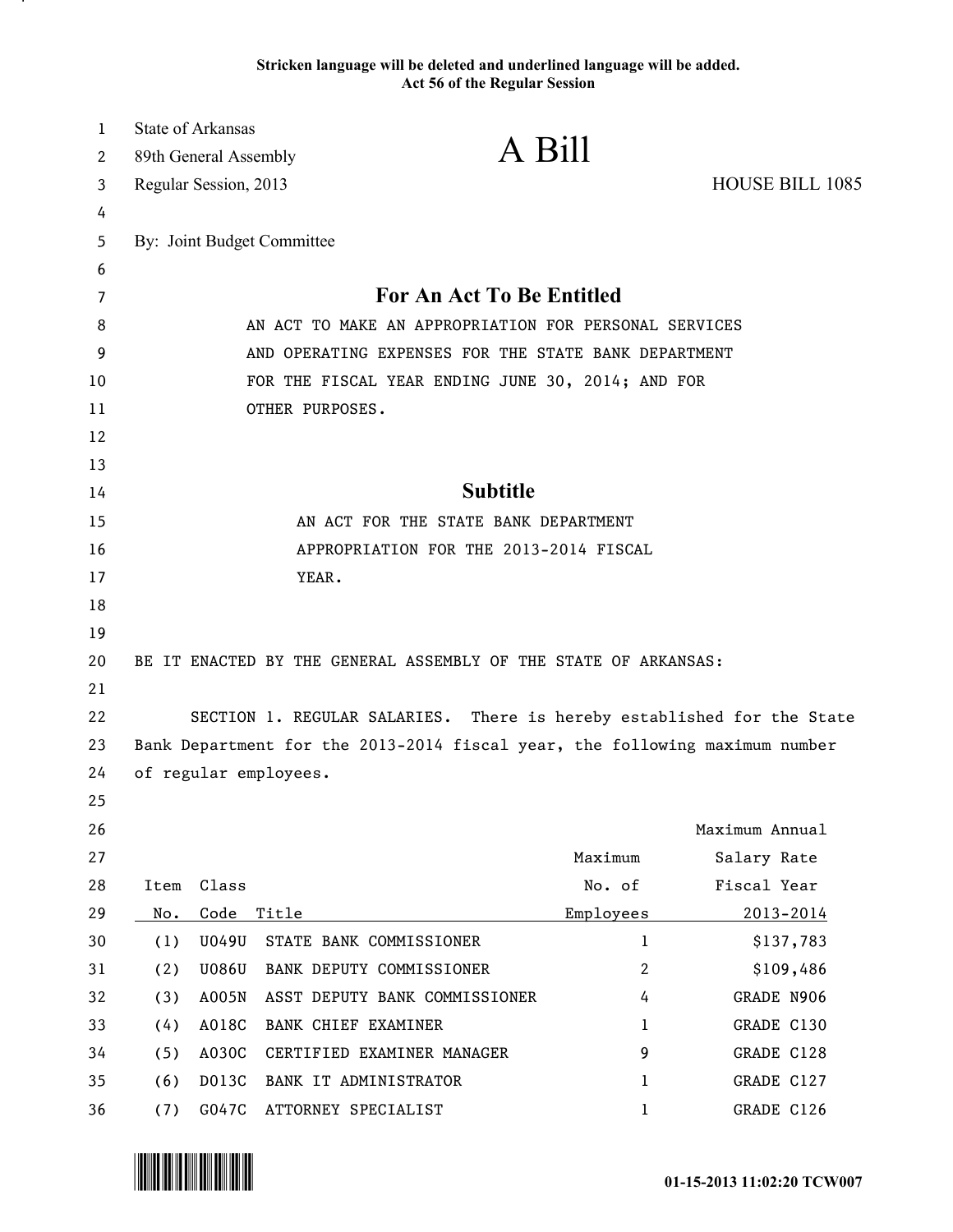Stricken language will be deleted and underlined language will be added.
Act 56 of the Regular Session

State of Arkansas
89th General Assembly
Regular Session, 2013

# A Bill

HOUSE BILL 1085

By: Joint Budget Committee

## For An Act To Be Entitled

AN ACT TO MAKE AN APPROPRIATION FOR PERSONAL SERVICES AND OPERATING EXPENSES FOR THE STATE BANK DEPARTMENT FOR THE FISCAL YEAR ENDING JUNE 30, 2014; AND FOR OTHER PURPOSES.

## Subtitle

AN ACT FOR THE STATE BANK DEPARTMENT APPROPRIATION FOR THE 2013-2014 FISCAL YEAR.

BE IT ENACTED BY THE GENERAL ASSEMBLY OF THE STATE OF ARKANSAS:

SECTION 1. REGULAR SALARIES. There is hereby established for the State Bank Department for the 2013-2014 fiscal year, the following maximum number of regular employees.

| Item No. | Class Code | Title | Maximum No. of Employees | Maximum Annual Salary Rate Fiscal Year 2013-2014 |
|---|---|---|---|---|
| (1) | U049U | STATE BANK COMMISSIONER | 1 | $137,783 |
| (2) | U086U | BANK DEPUTY COMMISSIONER | 2 | $109,486 |
| (3) | A005N | ASST DEPUTY BANK COMMISSIONER | 4 | GRADE N906 |
| (4) | A018C | BANK CHIEF EXAMINER | 1 | GRADE C130 |
| (5) | A030C | CERTIFIED EXAMINER MANAGER | 9 | GRADE C128 |
| (6) | D013C | BANK IT ADMINISTRATOR | 1 | GRADE C127 |
| (7) | G047C | ATTORNEY SPECIALIST | 1 | GRADE C126 |

01-15-2013 11:02:20 TCW007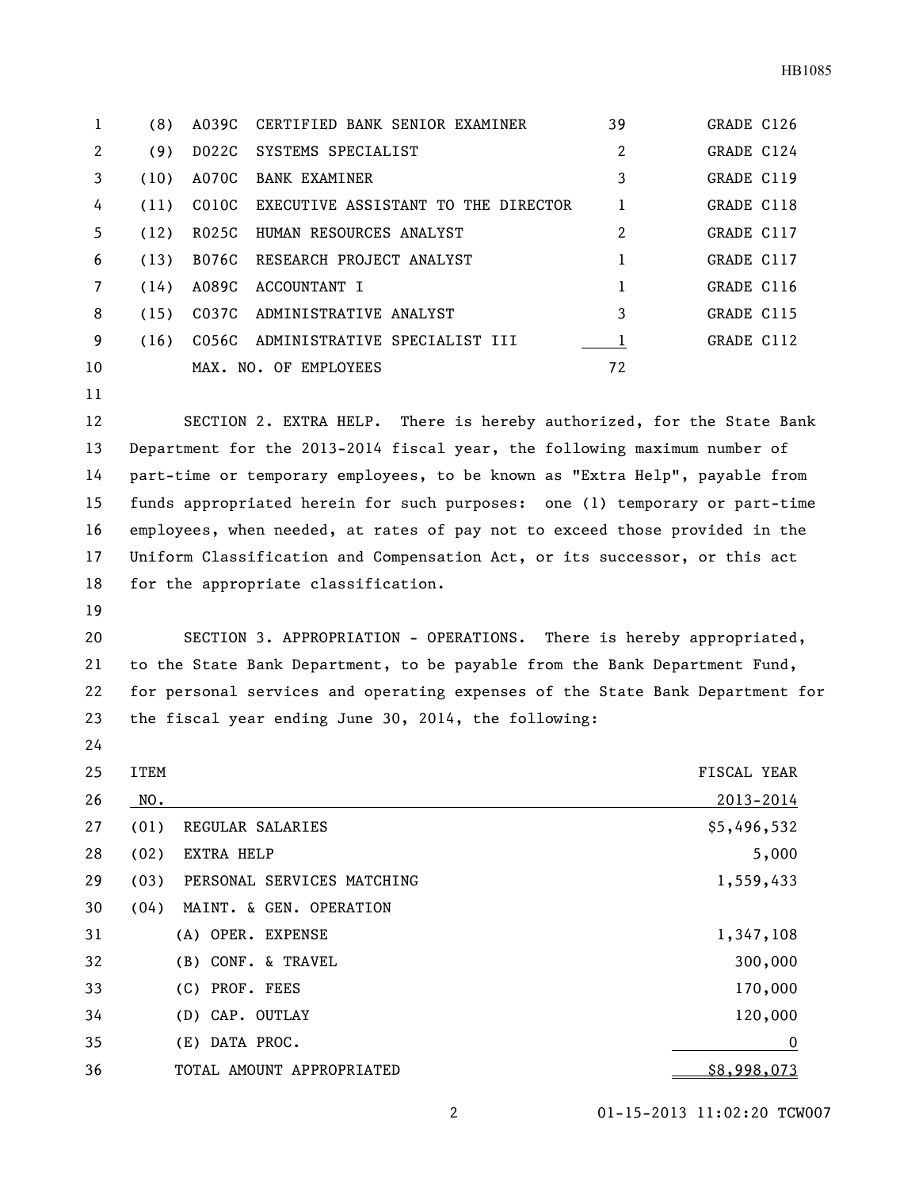| | | | | |
|---|---|---|---|---|
| (8) | A039C | CERTIFIED BANK SENIOR EXAMINER | 39 | GRADE C126 |
| (9) | D022C | SYSTEMS SPECIALIST | 2 | GRADE C124 |
| (10) | A070C | BANK EXAMINER | 3 | GRADE C119 |
| (11) | C010C | EXECUTIVE ASSISTANT TO THE DIRECTOR | 1 | GRADE C118 |
| (12) | R025C | HUMAN RESOURCES ANALYST | 2 | GRADE C117 |
| (13) | B076C | RESEARCH PROJECT ANALYST | 1 | GRADE C117 |
| (14) | A089C | ACCOUNTANT I | 1 | GRADE C116 |
| (15) | C037C | ADMINISTRATIVE ANALYST | 3 | GRADE C115 |
| (16) | C056C | ADMINISTRATIVE SPECIALIST III | 1 | GRADE C112 |
| | | MAX. NO. OF EMPLOYEES | 72 | |

SECTION 2. EXTRA HELP. There is hereby authorized, for the State Bank Department for the 2013-2014 fiscal year, the following maximum number of part-time or temporary employees, to be known as "Extra Help", payable from funds appropriated herein for such purposes: one (1) temporary or part-time employees, when needed, at rates of pay not to exceed those provided in the Uniform Classification and Compensation Act, or its successor, or this act for the appropriate classification.

SECTION 3. APPROPRIATION - OPERATIONS. There is hereby appropriated, to the State Bank Department, to be payable from the Bank Department Fund, for personal services and operating expenses of the State Bank Department for the fiscal year ending June 30, 2014, the following:

| ITEM NO. | | FISCAL YEAR 2013-2014 |
|---|---|---|
| (01) | REGULAR SALARIES | $5,496,532 |
| (02) | EXTRA HELP | 5,000 |
| (03) | PERSONAL SERVICES MATCHING | 1,559,433 |
| (04) | MAINT. & GEN. OPERATION | |
| | (A) OPER. EXPENSE | 1,347,108 |
| | (B) CONF. & TRAVEL | 300,000 |
| | (C) PROF. FEES | 170,000 |
| | (D) CAP. OUTLAY | 120,000 |
| | (E) DATA PROC. | 0 |
| | TOTAL AMOUNT APPROPRIATED | $8,998,073 |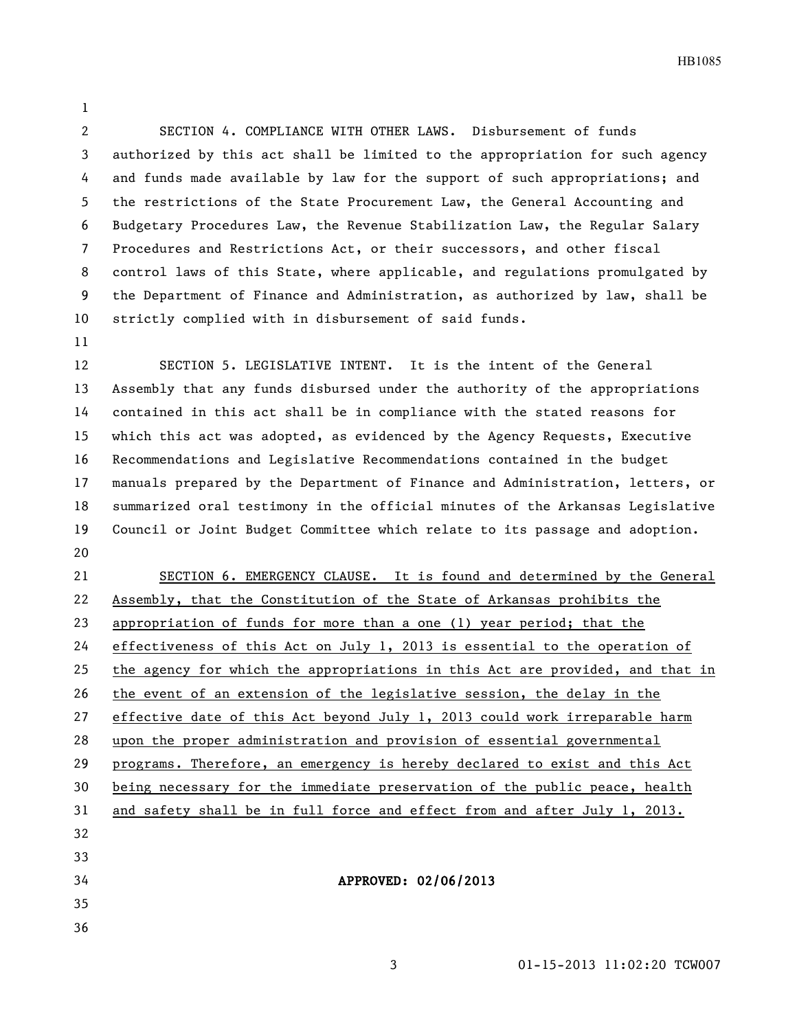SECTION 4. COMPLIANCE WITH OTHER LAWS. Disbursement of funds authorized by this act shall be limited to the appropriation for such agency and funds made available by law for the support of such appropriations; and the restrictions of the State Procurement Law, the General Accounting and Budgetary Procedures Law, the Revenue Stabilization Law, the Regular Salary Procedures and Restrictions Act, or their successors, and other fiscal control laws of this State, where applicable, and regulations promulgated by the Department of Finance and Administration, as authorized by law, shall be strictly complied with in disbursement of said funds.

SECTION 5. LEGISLATIVE INTENT. It is the intent of the General Assembly that any funds disbursed under the authority of the appropriations contained in this act shall be in compliance with the stated reasons for which this act was adopted, as evidenced by the Agency Requests, Executive Recommendations and Legislative Recommendations contained in the budget manuals prepared by the Department of Finance and Administration, letters, or summarized oral testimony in the official minutes of the Arkansas Legislative Council or Joint Budget Committee which relate to its passage and adoption.

SECTION 6. EMERGENCY CLAUSE. It is found and determined by the General Assembly, that the Constitution of the State of Arkansas prohibits the appropriation of funds for more than a one (1) year period; that the effectiveness of this Act on July 1, 2013 is essential to the operation of the agency for which the appropriations in this Act are provided, and that in the event of an extension of the legislative session, the delay in the effective date of this Act beyond July 1, 2013 could work irreparable harm upon the proper administration and provision of essential governmental programs. Therefore, an emergency is hereby declared to exist and this Act being necessary for the immediate preservation of the public peace, health and safety shall be in full force and effect from and after July 1, 2013.

**APPROVED: 02/06/2013**